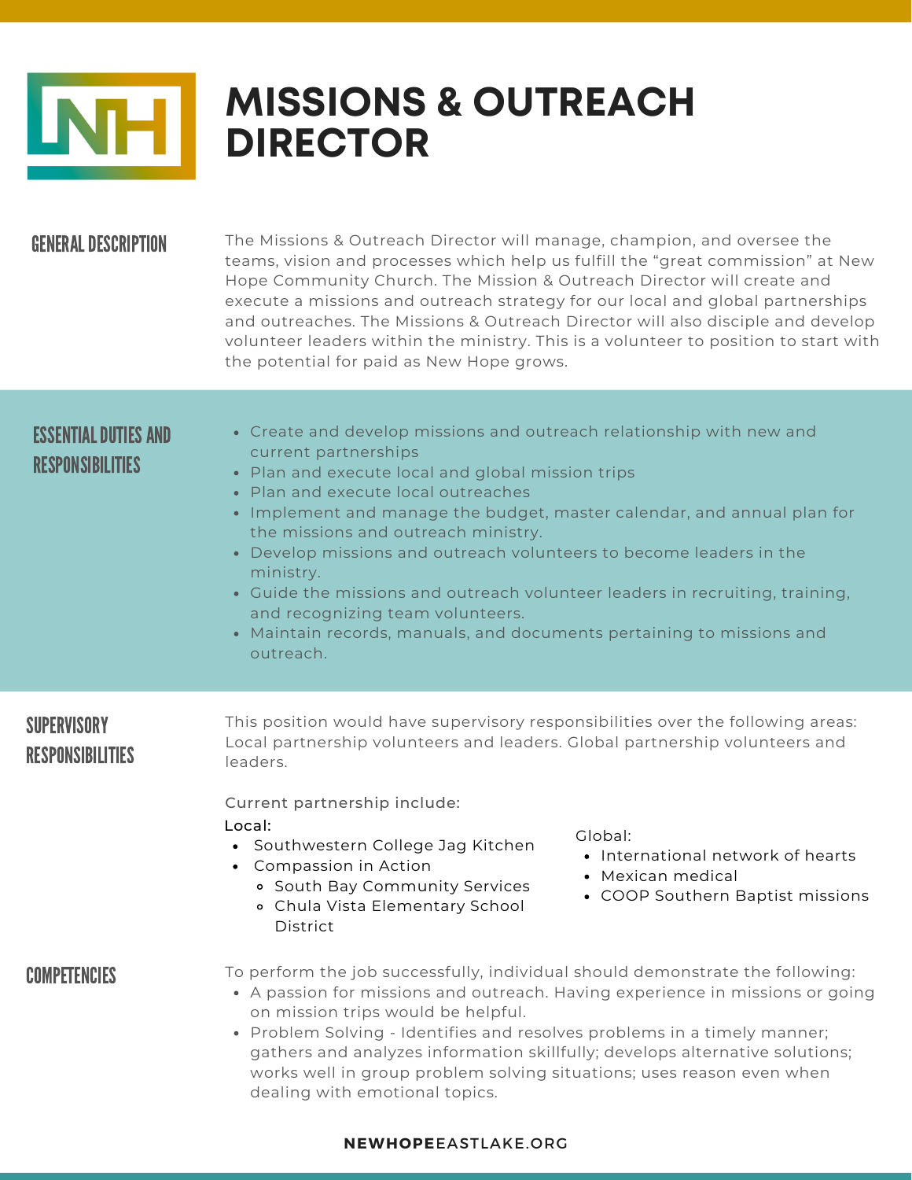# MISSIONS & OUTREACH DIRECTOR

## GENERAL DESCRIPTION

The Missions & Outreach Director will manage, champion, and oversee the teams, vision and processes which help us fulfill the "great commission" at New Hope Community Church. The Mission & Outreach Director will create and execute a missions and outreach strategy for our local and global partnerships and outreaches. The Missions & Outreach Director will also disciple and develop volunteer leaders within the ministry. This is a volunteer to position to start with the potential for paid as New Hope grows.

## ESSENTIAL DUTIES AND RESPONSIBILITIES

- Create and develop missions and outreach relationship with new and current partnerships
- Plan and execute local and global mission trips
- Plan and execute local outreaches
- Implement and manage the budget, master calendar, and annual plan for the missions and outreach ministry.
- Develop missions and outreach volunteers to become leaders in the ministry.
- Guide the missions and outreach volunteer leaders in recruiting, training, and recognizing team volunteers.
- Maintain records, manuals, and documents pertaining to missions and outreach.

## SUPERVISORY RESPONSIBILITIES

This position would have supervisory responsibilities over the following areas: Local partnership volunteers and leaders. Global partnership volunteers and leaders.

Current partnership include:

Local:

- Southwestern College Jag Kitchen
- Compassion in Action
  - South Bay Community Services
  - Chula Vista Elementary School District

Global:

- International network of hearts
- Mexican medical
- COOP Southern Baptist missions

## COMPETENCIES

To perform the job successfully, individual should demonstrate the following:

- A passion for missions and outreach. Having experience in missions or going on mission trips would be helpful.
- Problem Solving - Identifies and resolves problems in a timely manner; gathers and analyzes information skillfully; develops alternative solutions; works well in group problem solving situations; uses reason even when dealing with emotional topics.

NEWHOPEEASTLAKE.ORG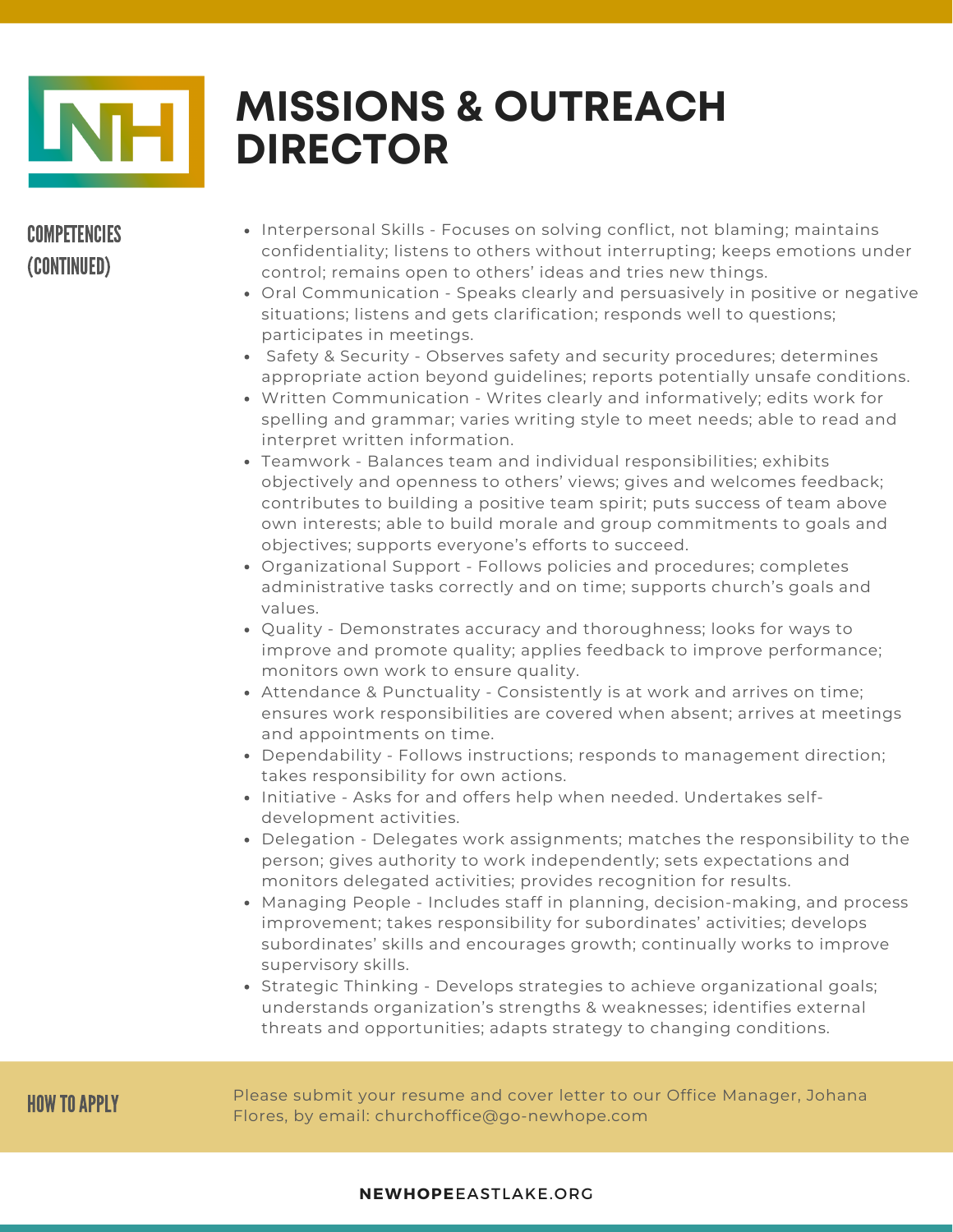# MISSIONS & OUTREACH DIRECTOR

## COMPETENCIES (CONTINUED)

- Interpersonal Skills - Focuses on solving conflict, not blaming; maintains confidentiality; listens to others without interrupting; keeps emotions under control; remains open to others' ideas and tries new things.
- Oral Communication - Speaks clearly and persuasively in positive or negative situations; listens and gets clarification; responds well to questions; participates in meetings.
- Safety & Security - Observes safety and security procedures; determines appropriate action beyond guidelines; reports potentially unsafe conditions.
- Written Communication - Writes clearly and informatively; edits work for spelling and grammar; varies writing style to meet needs; able to read and interpret written information.
- Teamwork - Balances team and individual responsibilities; exhibits objectively and openness to others' views; gives and welcomes feedback; contributes to building a positive team spirit; puts success of team above own interests; able to build morale and group commitments to goals and objectives; supports everyone's efforts to succeed.
- Organizational Support - Follows policies and procedures; completes administrative tasks correctly and on time; supports church's goals and values.
- Quality - Demonstrates accuracy and thoroughness; looks for ways to improve and promote quality; applies feedback to improve performance; monitors own work to ensure quality.
- Attendance & Punctuality - Consistently is at work and arrives on time; ensures work responsibilities are covered when absent; arrives at meetings and appointments on time.
- Dependability - Follows instructions; responds to management direction; takes responsibility for own actions.
- Initiative - Asks for and offers help when needed. Undertakes self-development activities.
- Delegation - Delegates work assignments; matches the responsibility to the person; gives authority to work independently; sets expectations and monitors delegated activities; provides recognition for results.
- Managing People - Includes staff in planning, decision-making, and process improvement; takes responsibility for subordinates' activities; develops subordinates' skills and encourages growth; continually works to improve supervisory skills.
- Strategic Thinking - Develops strategies to achieve organizational goals; understands organization's strengths & weaknesses; identifies external threats and opportunities; adapts strategy to changing conditions.

## HOW TO APPLY

Please submit your resume and cover letter to our Office Manager, Johana Flores, by email: churchoffice@go-newhope.com

NEWHOPEEASTLAKE.ORG